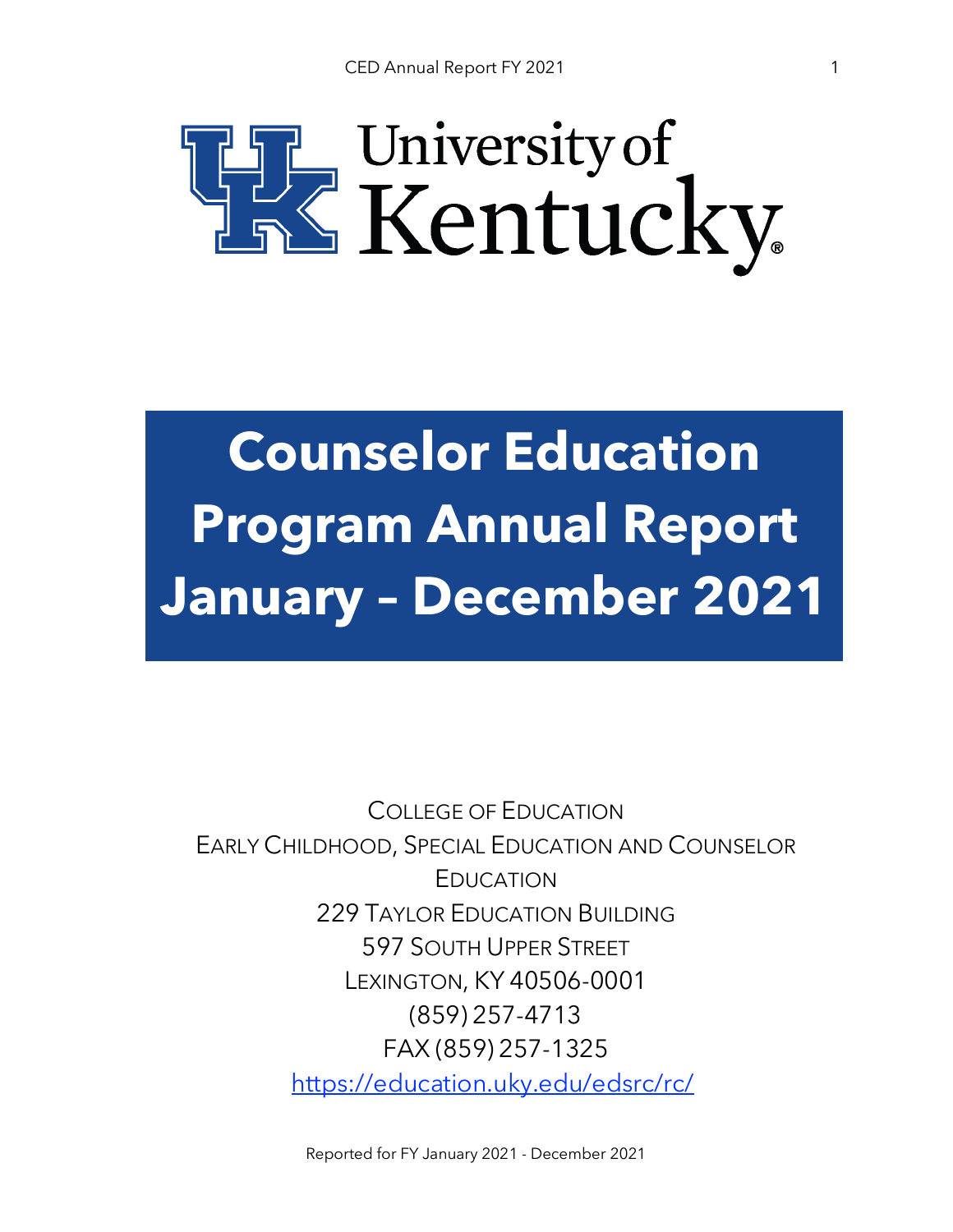University of Kentucky

# Counselor Education Program Annual Report January – December 2021

COLLEGE OF EDUCATION
EARLY CHILDHOOD, SPECIAL EDUCATION AND COUNSELOR EDUCATION
229 TAYLOR EDUCATION BUILDING
597 SOUTH UPPER STREET
LEXINGTON, KY 40506-0001
(859) 257-4713
FAX (859) 257-1325
https://education.uky.edu/edsrc/rc/

Reported for FY January 2021 - December 2021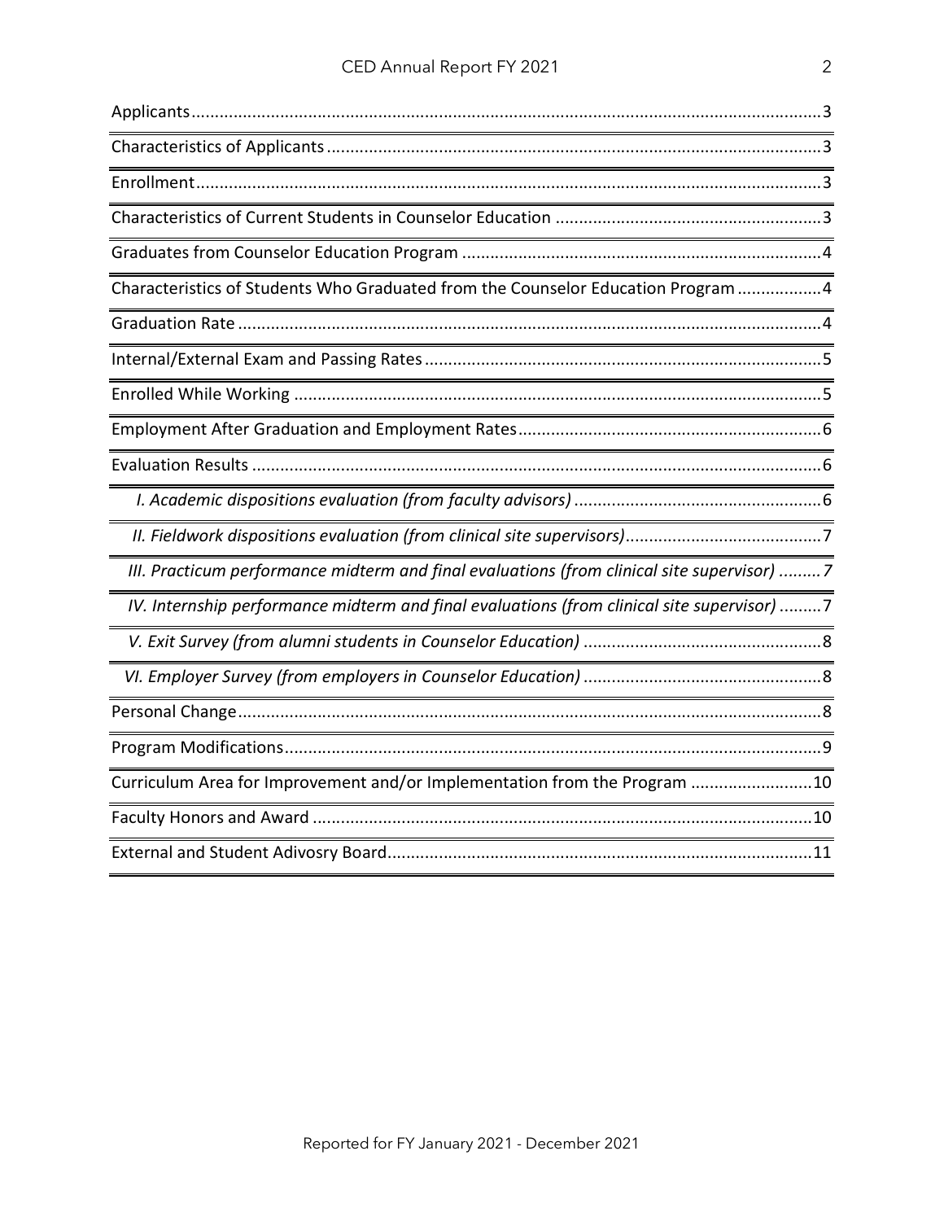| | |
|---|---|
| Applicants | 3 |
| Characteristics of Applicants | 3 |
| Enrollment | 3 |
| Characteristics of Current Students in Counselor Education | 3 |
| Graduates from Counselor Education Program | 4 |
| Characteristics of Students Who Graduated from the Counselor Education Program | 4 |
| Graduation Rate | 4 |
| Internal/External Exam and Passing Rates | 5 |
| Enrolled While Working | 5 |
| Employment After Graduation and Employment Rates | 6 |
| Evaluation Results | 6 |
| *I. Academic dispositions evaluation (from faculty advisors)* | 6 |
| *II. Fieldwork dispositions evaluation (from clinical site supervisors)* | 7 |
| *III. Practicum performance midterm and final evaluations (from clinical site supervisor)* | *7* |
| *IV. Internship performance midterm and final evaluations (from clinical site supervisor)* | 7 |
| *V. Exit Survey (from alumni students in Counselor Education)* | 8 |
| *VI. Employer Survey (from employers in Counselor Education)* | 8 |
| Personal Change | 8 |
| Program Modifications | 9 |
| Curriculum Area for Improvement and/or Implementation from the Program | 10 |
| Faculty Honors and Award | 10 |
| External and Student Adivosry Board | 11 |

Reported for FY January 2021 - December 2021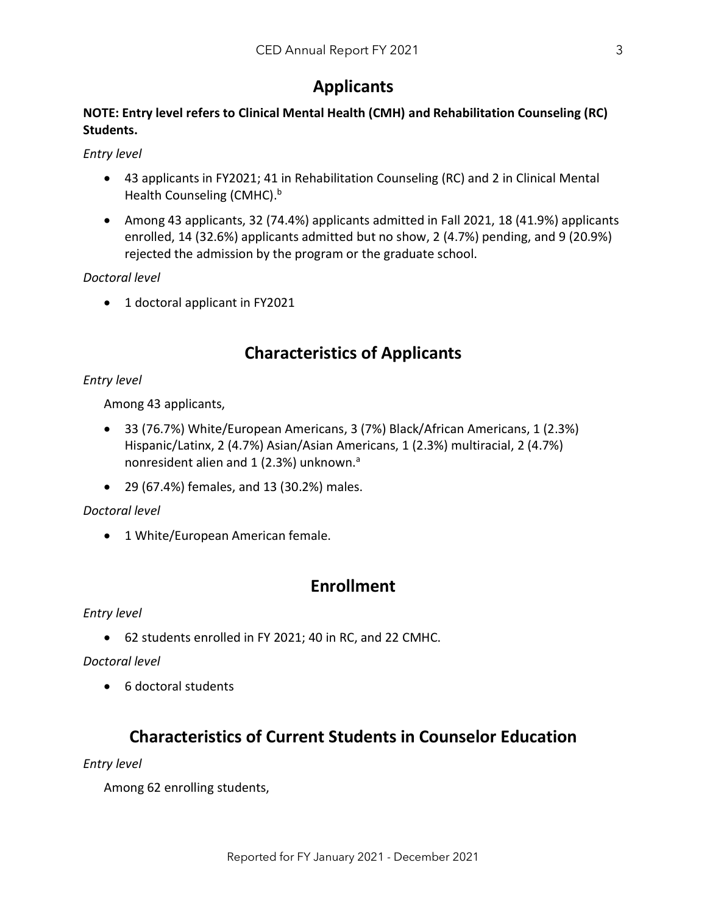## Applicants

**NOTE: Entry level refers to Clinical Mental Health (CMH) and Rehabilitation Counseling (RC) Students.**

*Entry level*

- 43 applicants in FY2021; 41 in Rehabilitation Counseling (RC) and 2 in Clinical Mental Health Counseling (CMHC).[b]
- Among 43 applicants, 32 (74.4%) applicants admitted in Fall 2021, 18 (41.9%) applicants enrolled, 14 (32.6%) applicants admitted but no show, 2 (4.7%) pending, and 9 (20.9%) rejected the admission by the program or the graduate school.

*Doctoral level*

- 1 doctoral applicant in FY2021

## Characteristics of Applicants

*Entry level*

Among 43 applicants,

- 33 (76.7%) White/European Americans, 3 (7%) Black/African Americans, 1 (2.3%) Hispanic/Latinx, 2 (4.7%) Asian/Asian Americans, 1 (2.3%) multiracial, 2 (4.7%) nonresident alien and 1 (2.3%) unknown.[a]
- 29 (67.4%) females, and 13 (30.2%) males.

*Doctoral level*

- 1 White/European American female.

## Enrollment

*Entry level*

- 62 students enrolled in FY 2021; 40 in RC, and 22 CMHC.

*Doctoral level*

- 6 doctoral students

## Characteristics of Current Students in Counselor Education

*Entry level*

Among 62 enrolling students,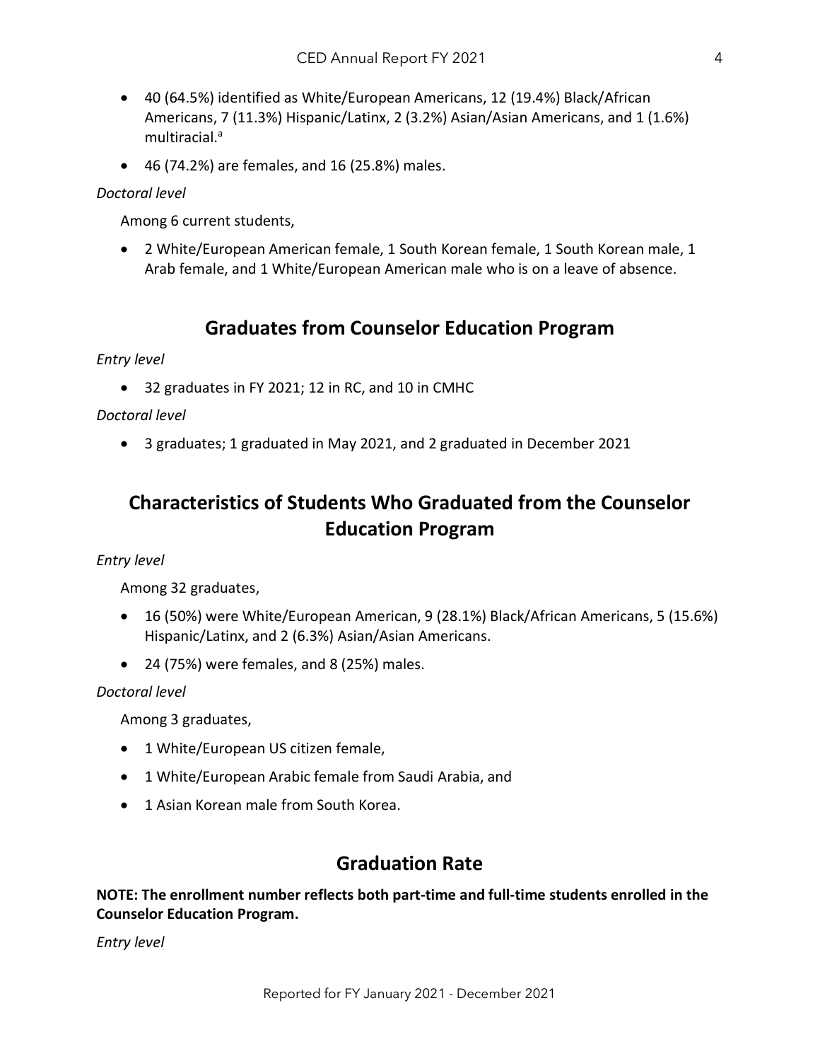- 40 (64.5%) identified as White/European Americans, 12 (19.4%) Black/African Americans, 7 (11.3%) Hispanic/Latinx, 2 (3.2%) Asian/Asian Americans, and 1 (1.6%) multiracial.[a]
- 46 (74.2%) are females, and 16 (25.8%) males.

*Doctoral level*

Among 6 current students,

- 2 White/European American female, 1 South Korean female, 1 South Korean male, 1 Arab female, and 1 White/European American male who is on a leave of absence.

## Graduates from Counselor Education Program

*Entry level*

- 32 graduates in FY 2021; 12 in RC, and 10 in CMHC

*Doctoral level*

- 3 graduates; 1 graduated in May 2021, and 2 graduated in December 2021

## Characteristics of Students Who Graduated from the Counselor Education Program

*Entry level*

Among 32 graduates,

- 16 (50%) were White/European American, 9 (28.1%) Black/African Americans, 5 (15.6%) Hispanic/Latinx, and 2 (6.3%) Asian/Asian Americans.
- 24 (75%) were females, and 8 (25%) males.

*Doctoral level*

Among 3 graduates,

- 1 White/European US citizen female,
- 1 White/European Arabic female from Saudi Arabia, and
- 1 Asian Korean male from South Korea.

## Graduation Rate

**NOTE: The enrollment number reflects both part-time and full-time students enrolled in the Counselor Education Program.**

*Entry level*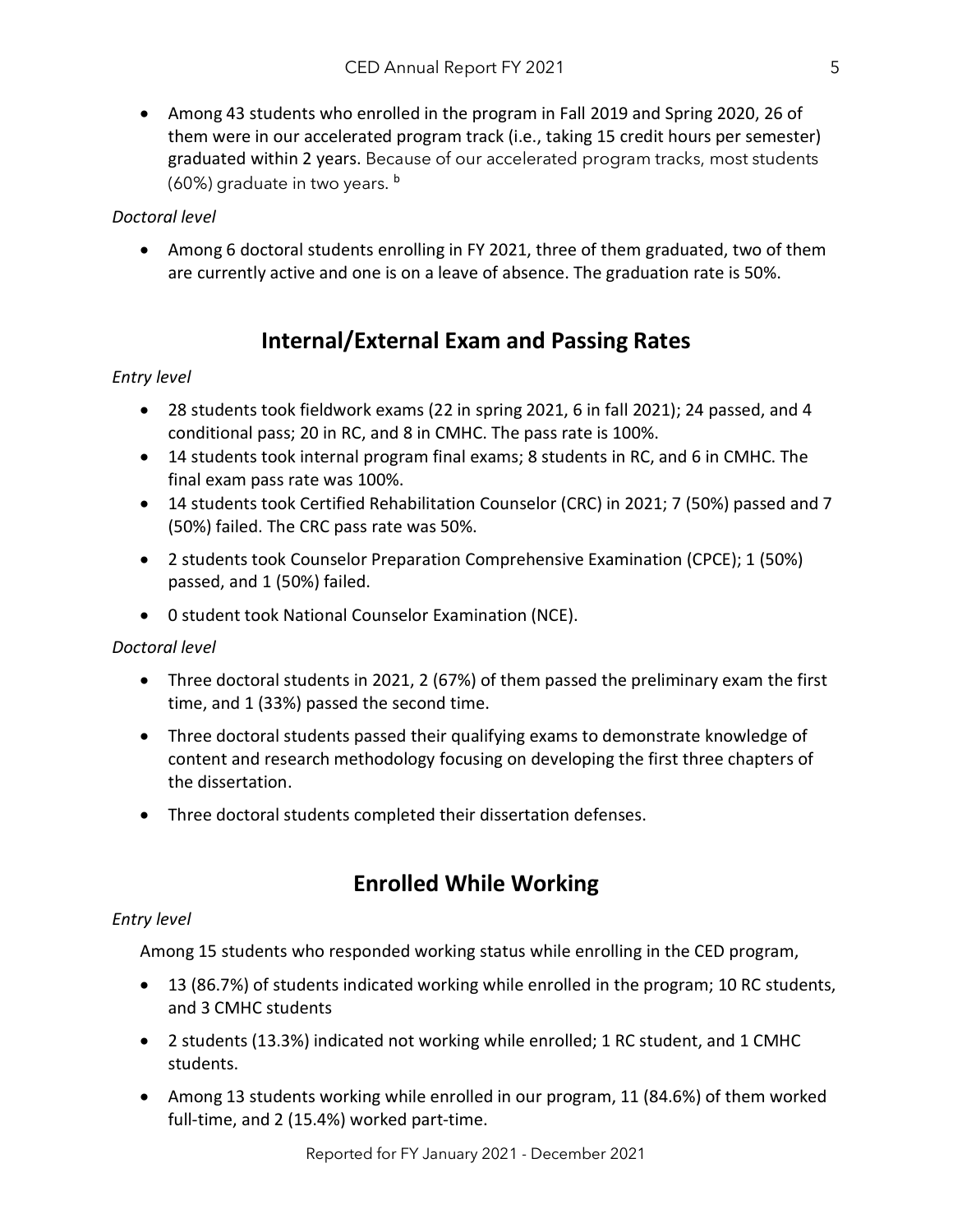- Among 43 students who enrolled in the program in Fall 2019 and Spring 2020, 26 of them were in our accelerated program track (i.e., taking 15 credit hours per semester) graduated within 2 years. Because of our accelerated program tracks, most students (60%) graduate in two years. [b]

*Doctoral level*

- Among 6 doctoral students enrolling in FY 2021, three of them graduated, two of them are currently active and one is on a leave of absence. The graduation rate is 50%.

## Internal/External Exam and Passing Rates

*Entry level*

- 28 students took fieldwork exams (22 in spring 2021, 6 in fall 2021); 24 passed, and 4 conditional pass; 20 in RC, and 8 in CMHC. The pass rate is 100%.
- 14 students took internal program final exams; 8 students in RC, and 6 in CMHC. The final exam pass rate was 100%.
- 14 students took Certified Rehabilitation Counselor (CRC) in 2021; 7 (50%) passed and 7 (50%) failed. The CRC pass rate was 50%.
- 2 students took Counselor Preparation Comprehensive Examination (CPCE); 1 (50%) passed, and 1 (50%) failed.
- 0 student took National Counselor Examination (NCE).

*Doctoral level*

- Three doctoral students in 2021, 2 (67%) of them passed the preliminary exam the first time, and 1 (33%) passed the second time.
- Three doctoral students passed their qualifying exams to demonstrate knowledge of content and research methodology focusing on developing the first three chapters of the dissertation.
- Three doctoral students completed their dissertation defenses.

## Enrolled While Working

*Entry level*

Among 15 students who responded working status while enrolling in the CED program,

- 13 (86.7%) of students indicated working while enrolled in the program; 10 RC students, and 3 CMHC students
- 2 students (13.3%) indicated not working while enrolled; 1 RC student, and 1 CMHC students.
- Among 13 students working while enrolled in our program, 11 (84.6%) of them worked full-time, and 2 (15.4%) worked part-time.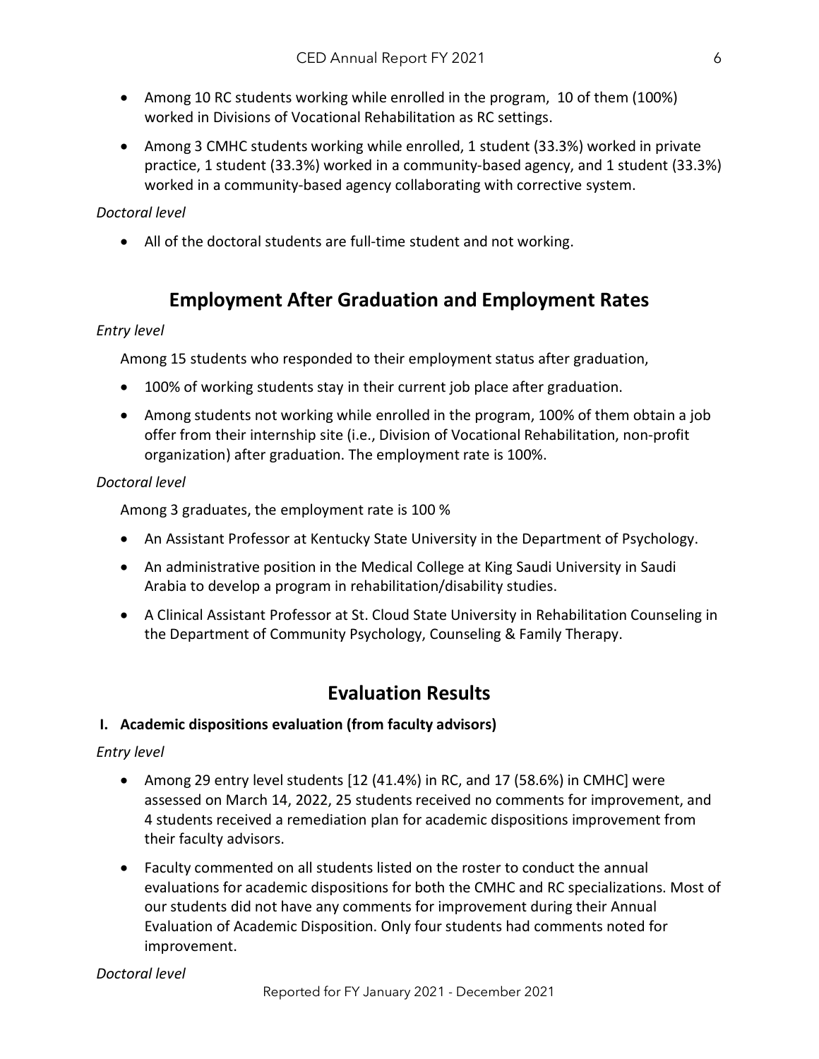- Among 10 RC students working while enrolled in the program,  10 of them (100%) worked in Divisions of Vocational Rehabilitation as RC settings.
- Among 3 CMHC students working while enrolled, 1 student (33.3%) worked in private practice, 1 student (33.3%) worked in a community-based agency, and 1 student (33.3%) worked in a community-based agency collaborating with corrective system.

*Doctoral level*

- All of the doctoral students are full-time student and not working.

## Employment After Graduation and Employment Rates

*Entry level*

Among 15 students who responded to their employment status after graduation,

- 100% of working students stay in their current job place after graduation.
- Among students not working while enrolled in the program, 100% of them obtain a job offer from their internship site (i.e., Division of Vocational Rehabilitation, non-profit organization) after graduation. The employment rate is 100%.

*Doctoral level*

Among 3 graduates, the employment rate is 100 %

- An Assistant Professor at Kentucky State University in the Department of Psychology.
- An administrative position in the Medical College at King Saudi University in Saudi Arabia to develop a program in rehabilitation/disability studies.
- A Clinical Assistant Professor at St. Cloud State University in Rehabilitation Counseling in the Department of Community Psychology, Counseling & Family Therapy.

## Evaluation Results

**I. Academic dispositions evaluation (from faculty advisors)**

*Entry level*

- Among 29 entry level students [12 (41.4%) in RC, and 17 (58.6%) in CMHC] were assessed on March 14, 2022, 25 students received no comments for improvement, and 4 students received a remediation plan for academic dispositions improvement from their faculty advisors.
- Faculty commented on all students listed on the roster to conduct the annual evaluations for academic dispositions for both the CMHC and RC specializations. Most of our students did not have any comments for improvement during their Annual Evaluation of Academic Disposition. Only four students had comments noted for improvement.

*Doctoral level*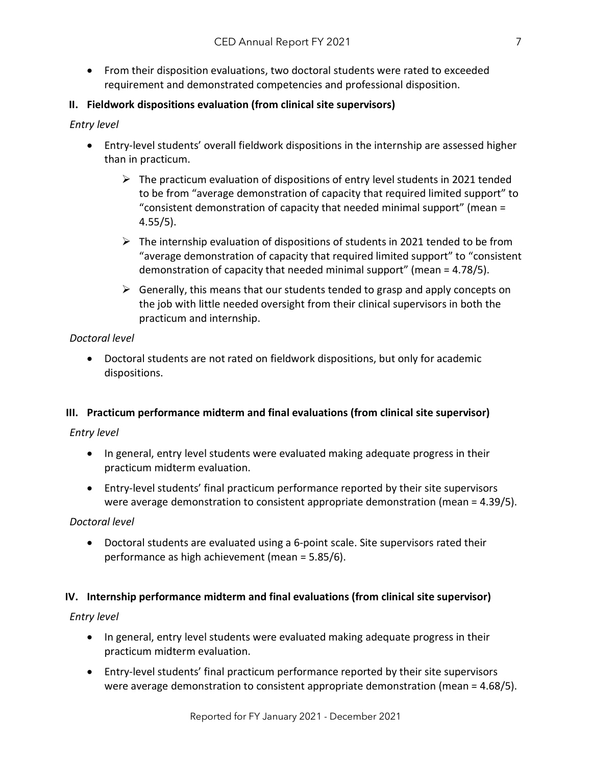- From their disposition evaluations, two doctoral students were rated to exceeded requirement and demonstrated competencies and professional disposition.

## II. Fieldwork dispositions evaluation (from clinical site supervisors)

*Entry level*

- Entry-level students' overall fieldwork dispositions in the internship are assessed higher than in practicum.
  - The practicum evaluation of dispositions of entry level students in 2021 tended to be from "average demonstration of capacity that required limited support" to "consistent demonstration of capacity that needed minimal support" (mean = 4.55/5).
  - The internship evaluation of dispositions of students in 2021 tended to be from "average demonstration of capacity that required limited support" to "consistent demonstration of capacity that needed minimal support" (mean = 4.78/5).
  - Generally, this means that our students tended to grasp and apply concepts on the job with little needed oversight from their clinical supervisors in both the practicum and internship.

*Doctoral level*

- Doctoral students are not rated on fieldwork dispositions, but only for academic dispositions.

## III. Practicum performance midterm and final evaluations (from clinical site supervisor)

*Entry level*

- In general, entry level students were evaluated making adequate progress in their practicum midterm evaluation.
- Entry-level students' final practicum performance reported by their site supervisors were average demonstration to consistent appropriate demonstration (mean = 4.39/5).

*Doctoral level*

- Doctoral students are evaluated using a 6-point scale. Site supervisors rated their performance as high achievement (mean = 5.85/6).

## IV. Internship performance midterm and final evaluations (from clinical site supervisor)

*Entry level*

- In general, entry level students were evaluated making adequate progress in their practicum midterm evaluation.
- Entry-level students' final practicum performance reported by their site supervisors were average demonstration to consistent appropriate demonstration (mean = 4.68/5).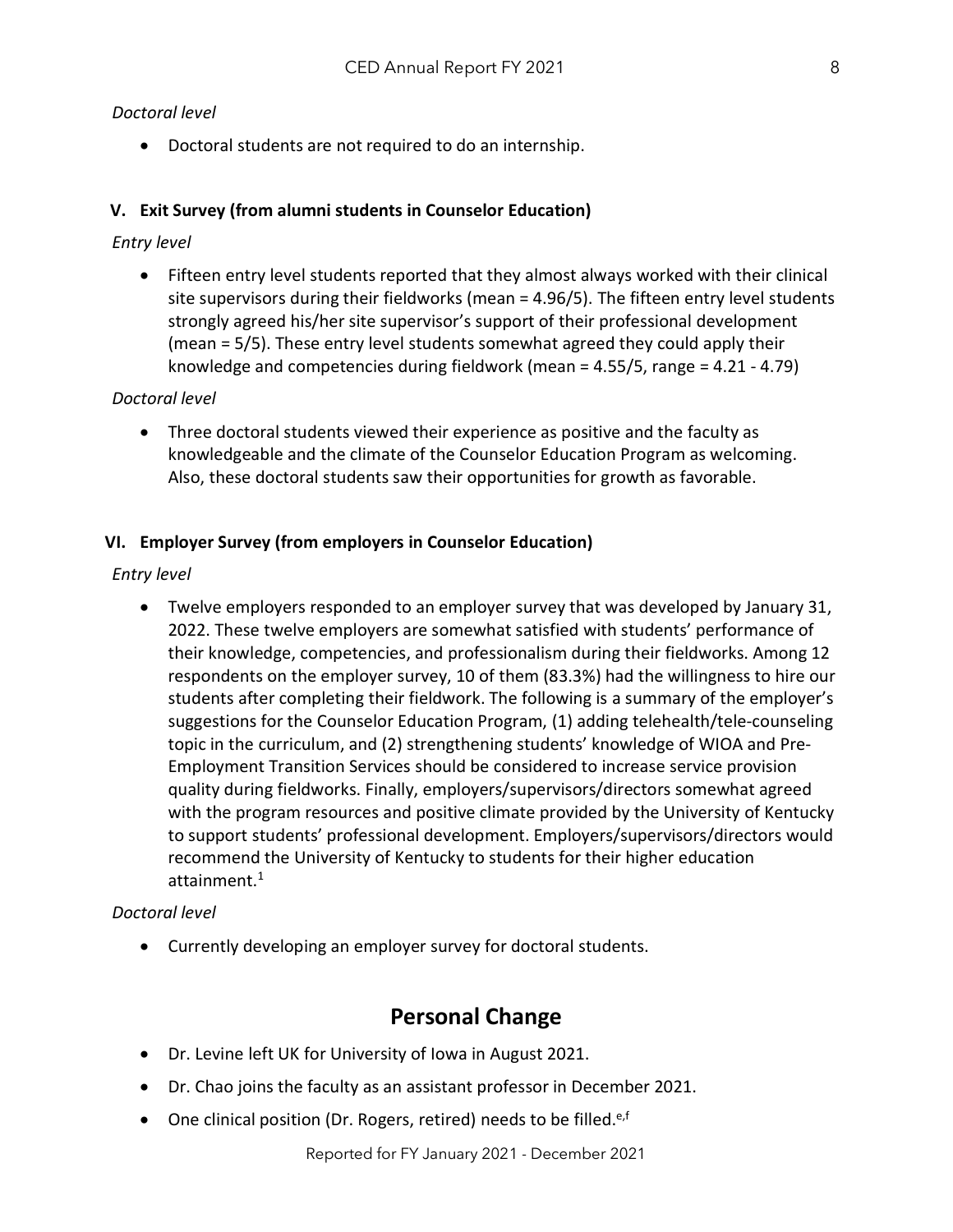*Doctoral level*

- Doctoral students are not required to do an internship.

### V. Exit Survey (from alumni students in Counselor Education)

*Entry level*

- Fifteen entry level students reported that they almost always worked with their clinical site supervisors during their fieldworks (mean = 4.96/5). The fifteen entry level students strongly agreed his/her site supervisor's support of their professional development (mean = 5/5). These entry level students somewhat agreed they could apply their knowledge and competencies during fieldwork (mean = 4.55/5, range = 4.21 - 4.79)

*Doctoral level*

- Three doctoral students viewed their experience as positive and the faculty as knowledgeable and the climate of the Counselor Education Program as welcoming. Also, these doctoral students saw their opportunities for growth as favorable.

### VI. Employer Survey (from employers in Counselor Education)

*Entry level*

- Twelve employers responded to an employer survey that was developed by January 31, 2022. These twelve employers are somewhat satisfied with students' performance of their knowledge, competencies, and professionalism during their fieldworks. Among 12 respondents on the employer survey, 10 of them (83.3%) had the willingness to hire our students after completing their fieldwork. The following is a summary of the employer's suggestions for the Counselor Education Program, (1) adding telehealth/tele-counseling topic in the curriculum, and (2) strengthening students' knowledge of WIOA and Pre-Employment Transition Services should be considered to increase service provision quality during fieldworks. Finally, employers/supervisors/directors somewhat agreed with the program resources and positive climate provided by the University of Kentucky to support students' professional development. Employers/supervisors/directors would recommend the University of Kentucky to students for their higher education attainment.[1]

*Doctoral level*

- Currently developing an employer survey for doctoral students.

## Personal Change

- Dr. Levine left UK for University of Iowa in August 2021.
- Dr. Chao joins the faculty as an assistant professor in December 2021.
- One clinical position (Dr. Rogers, retired) needs to be filled.[e,f]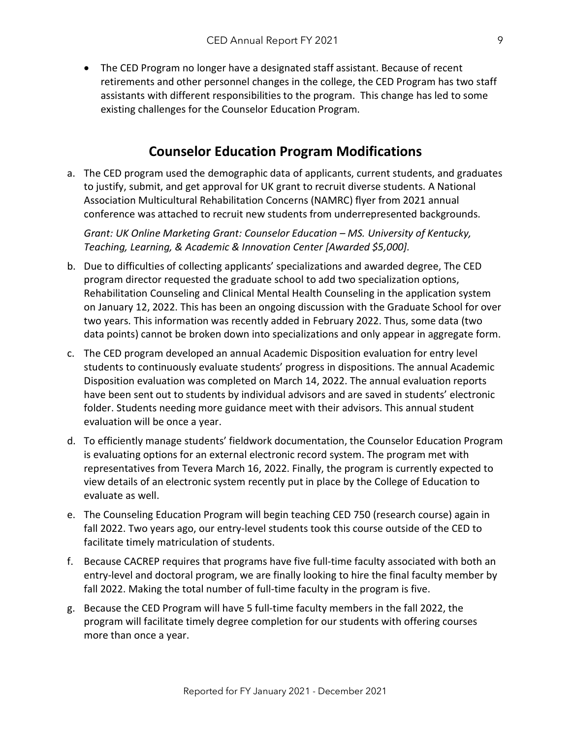- The CED Program no longer have a designated staff assistant. Because of recent retirements and other personnel changes in the college, the CED Program has two staff assistants with different responsibilities to the program. This change has led to some existing challenges for the Counselor Education Program.

## Counselor Education Program Modifications

a. The CED program used the demographic data of applicants, current students, and graduates to justify, submit, and get approval for UK grant to recruit diverse students. A National Association Multicultural Rehabilitation Concerns (NAMRC) flyer from 2021 annual conference was attached to recruit new students from underrepresented backgrounds.

   *Grant: UK Online Marketing Grant: Counselor Education – MS. University of Kentucky, Teaching, Learning, & Academic & Innovation Center [Awarded $5,000].*

b. Due to difficulties of collecting applicants' specializations and awarded degree, The CED program director requested the graduate school to add two specialization options, Rehabilitation Counseling and Clinical Mental Health Counseling in the application system on January 12, 2022. This has been an ongoing discussion with the Graduate School for over two years. This information was recently added in February 2022. Thus, some data (two data points) cannot be broken down into specializations and only appear in aggregate form.

c. The CED program developed an annual Academic Disposition evaluation for entry level students to continuously evaluate students' progress in dispositions. The annual Academic Disposition evaluation was completed on March 14, 2022. The annual evaluation reports have been sent out to students by individual advisors and are saved in students' electronic folder. Students needing more guidance meet with their advisors. This annual student evaluation will be once a year.

d. To efficiently manage students' fieldwork documentation, the Counselor Education Program is evaluating options for an external electronic record system. The program met with representatives from Tevera March 16, 2022. Finally, the program is currently expected to view details of an electronic system recently put in place by the College of Education to evaluate as well.

e. The Counseling Education Program will begin teaching CED 750 (research course) again in fall 2022. Two years ago, our entry-level students took this course outside of the CED to facilitate timely matriculation of students.

f. Because CACREP requires that programs have five full-time faculty associated with both an entry-level and doctoral program, we are finally looking to hire the final faculty member by fall 2022. Making the total number of full-time faculty in the program is five.

g. Because the CED Program will have 5 full-time faculty members in the fall 2022, the program will facilitate timely degree completion for our students with offering courses more than once a year.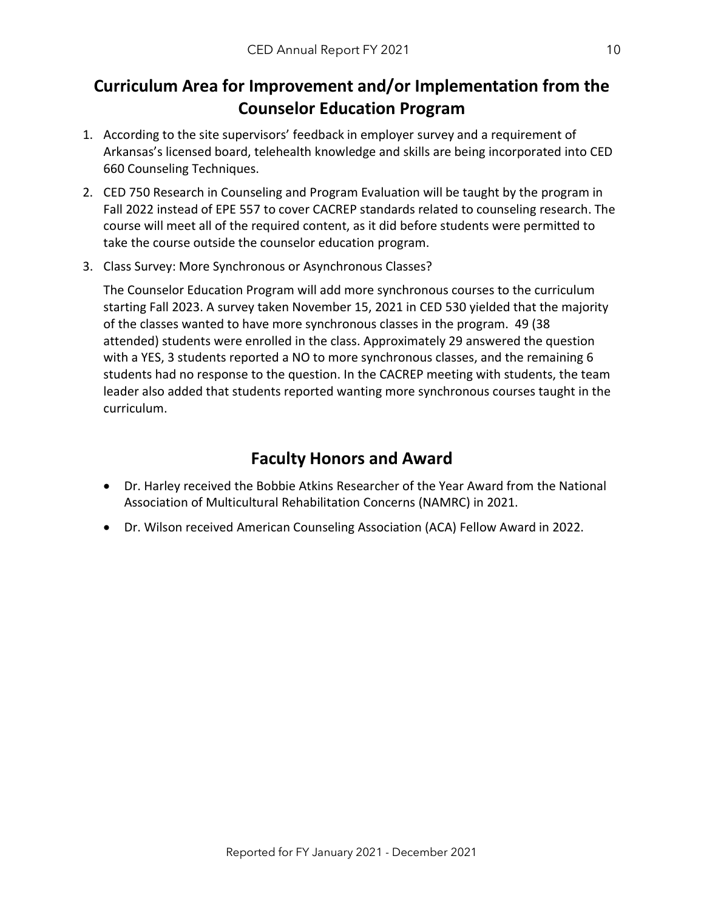## Curriculum Area for Improvement and/or Implementation from the Counselor Education Program

1. According to the site supervisors' feedback in employer survey and a requirement of Arkansas's licensed board, telehealth knowledge and skills are being incorporated into CED 660 Counseling Techniques.
2. CED 750 Research in Counseling and Program Evaluation will be taught by the program in Fall 2022 instead of EPE 557 to cover CACREP standards related to counseling research. The course will meet all of the required content, as it did before students were permitted to take the course outside the counselor education program.
3. Class Survey: More Synchronous or Asynchronous Classes?

   The Counselor Education Program will add more synchronous courses to the curriculum starting Fall 2023. A survey taken November 15, 2021 in CED 530 yielded that the majority of the classes wanted to have more synchronous classes in the program. 49 (38 attended) students were enrolled in the class. Approximately 29 answered the question with a YES, 3 students reported a NO to more synchronous classes, and the remaining 6 students had no response to the question. In the CACREP meeting with students, the team leader also added that students reported wanting more synchronous courses taught in the curriculum.

## Faculty Honors and Award

- Dr. Harley received the Bobbie Atkins Researcher of the Year Award from the National Association of Multicultural Rehabilitation Concerns (NAMRC) in 2021.
- Dr. Wilson received American Counseling Association (ACA) Fellow Award in 2022.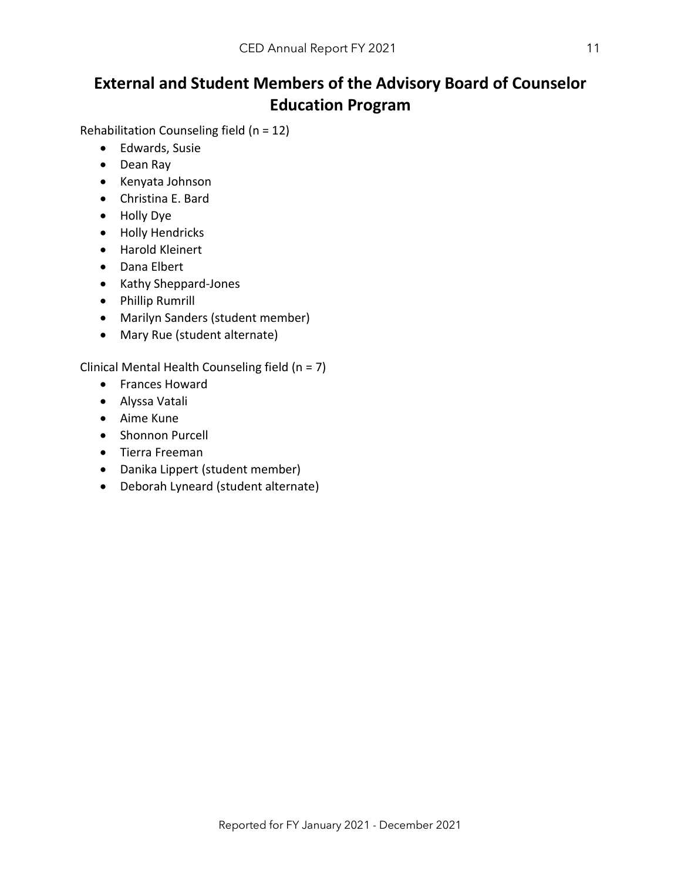# External and Student Members of the Advisory Board of Counselor Education Program

Rehabilitation Counseling field (n = 12)

- Edwards, Susie
- Dean Ray
- Kenyata Johnson
- Christina E. Bard
- Holly Dye
- Holly Hendricks
- Harold Kleinert
- Dana Elbert
- Kathy Sheppard-Jones
- Phillip Rumrill
- Marilyn Sanders (student member)
- Mary Rue (student alternate)

Clinical Mental Health Counseling field (n = 7)

- Frances Howard
- Alyssa Vatali
- Aime Kune
- Shonnon Purcell
- Tierra Freeman
- Danika Lippert (student member)
- Deborah Lyneard (student alternate)